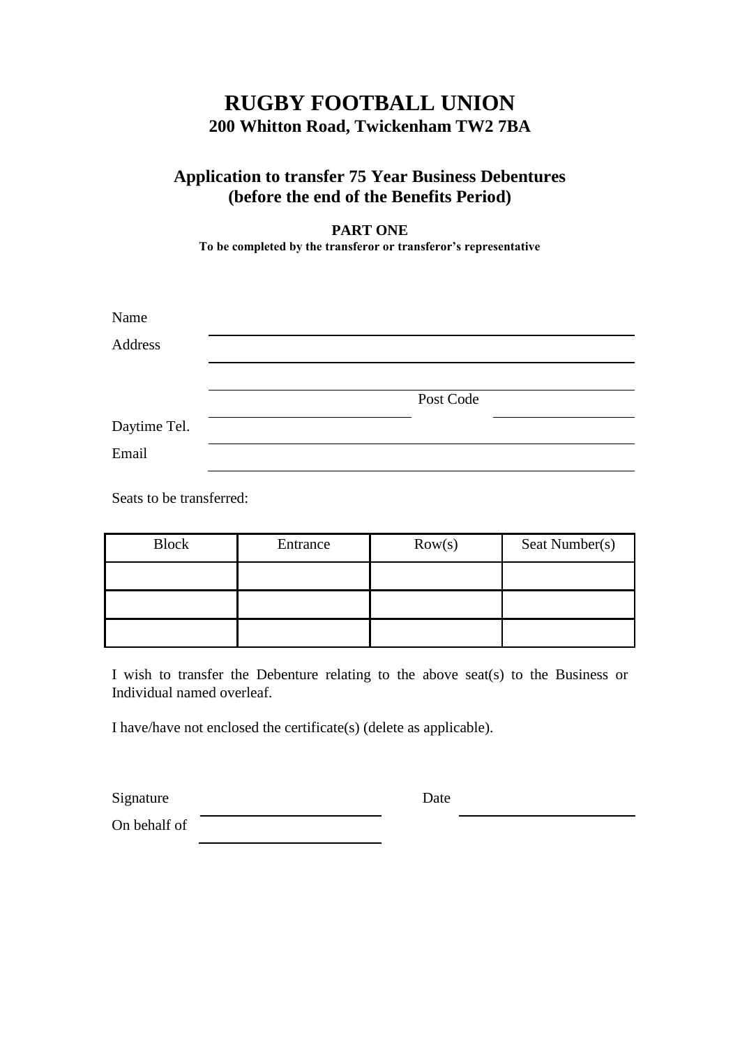# RUGBY FOOTBALL UNION

**200 Whitton Road, Twickenham TW2 7BA**

## Application to transfer 75 Year Business Debentures (before the end of the Benefits Period)

**PART ONE**

**To be completed by the transferor or transferor's representative**

Name ______________________________

Address ______________________________

______________________________

______________________________ Post Code ______________

Daytime Tel. ______________________________

Email ______________________________

Seats to be transferred:

| Block | Entrance | Row(s) | Seat Number(s) |
|---|---|---|---|
| | | | |
| | | | |
| | | | |

I wish to transfer the Debenture relating to the above seat(s) to the Business or Individual named overleaf.

I have/have not enclosed the certificate(s) (delete as applicable).

Signature ______________________ Date ______________________

On behalf of ______________________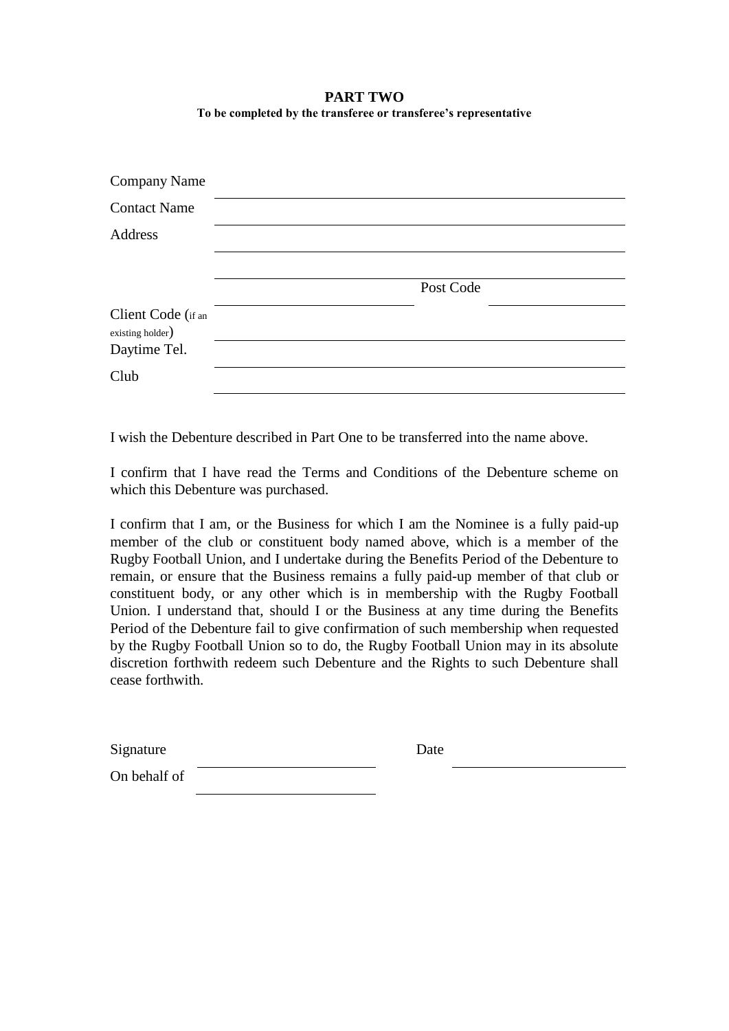## PART TWO

**To be completed by the transferee or transferee's representative**

Company Name \_\_\_\_\_\_\_\_\_\_\_\_\_\_\_\_\_\_\_\_\_\_\_\_\_\_\_\_\_\_\_\_\_\_\_\_\_\_\_\_

Contact Name \_\_\_\_\_\_\_\_\_\_\_\_\_\_\_\_\_\_\_\_\_\_\_\_\_\_\_\_\_\_\_\_\_\_\_\_\_\_\_\_

Address \_\_\_\_\_\_\_\_\_\_\_\_\_\_\_\_\_\_\_\_\_\_\_\_\_\_\_\_\_\_\_\_\_\_\_\_\_\_\_\_

\_\_\_\_\_\_\_\_\_\_\_\_\_\_\_\_\_\_\_\_\_\_\_\_\_\_\_\_\_\_\_\_\_\_\_\_\_\_\_\_

\_\_\_\_\_\_\_\_\_\_\_\_\_\_\_\_\_\_\_\_ Post Code \_\_\_\_\_\_\_\_\_\_\_\_

Client Code (if an existing holder) \_\_\_\_\_\_\_\_\_\_\_\_\_\_\_\_\_\_\_\_\_\_\_\_\_\_\_\_\_\_\_\_\_\_\_\_\_\_\_\_

Daytime Tel. \_\_\_\_\_\_\_\_\_\_\_\_\_\_\_\_\_\_\_\_\_\_\_\_\_\_\_\_\_\_\_\_\_\_\_\_\_\_\_\_

Club \_\_\_\_\_\_\_\_\_\_\_\_\_\_\_\_\_\_\_\_\_\_\_\_\_\_\_\_\_\_\_\_\_\_\_\_\_\_\_\_

I wish the Debenture described in Part One to be transferred into the name above.

I confirm that I have read the Terms and Conditions of the Debenture scheme on which this Debenture was purchased.

I confirm that I am, or the Business for which I am the Nominee is a fully paid-up member of the club or constituent body named above, which is a member of the Rugby Football Union, and I undertake during the Benefits Period of the Debenture to remain, or ensure that the Business remains a fully paid-up member of that club or constituent body, or any other which is in membership with the Rugby Football Union. I understand that, should I or the Business at any time during the Benefits Period of the Debenture fail to give confirmation of such membership when requested by the Rugby Football Union so to do, the Rugby Football Union may in its absolute discretion forthwith redeem such Debenture and the Rights to such Debenture shall cease forthwith.

Signature \_\_\_\_\_\_\_\_\_\_\_\_\_\_\_\_\_\_\_\_ Date \_\_\_\_\_\_\_\_\_\_\_\_\_\_\_\_\_\_\_\_

On behalf of \_\_\_\_\_\_\_\_\_\_\_\_\_\_\_\_\_\_\_\_